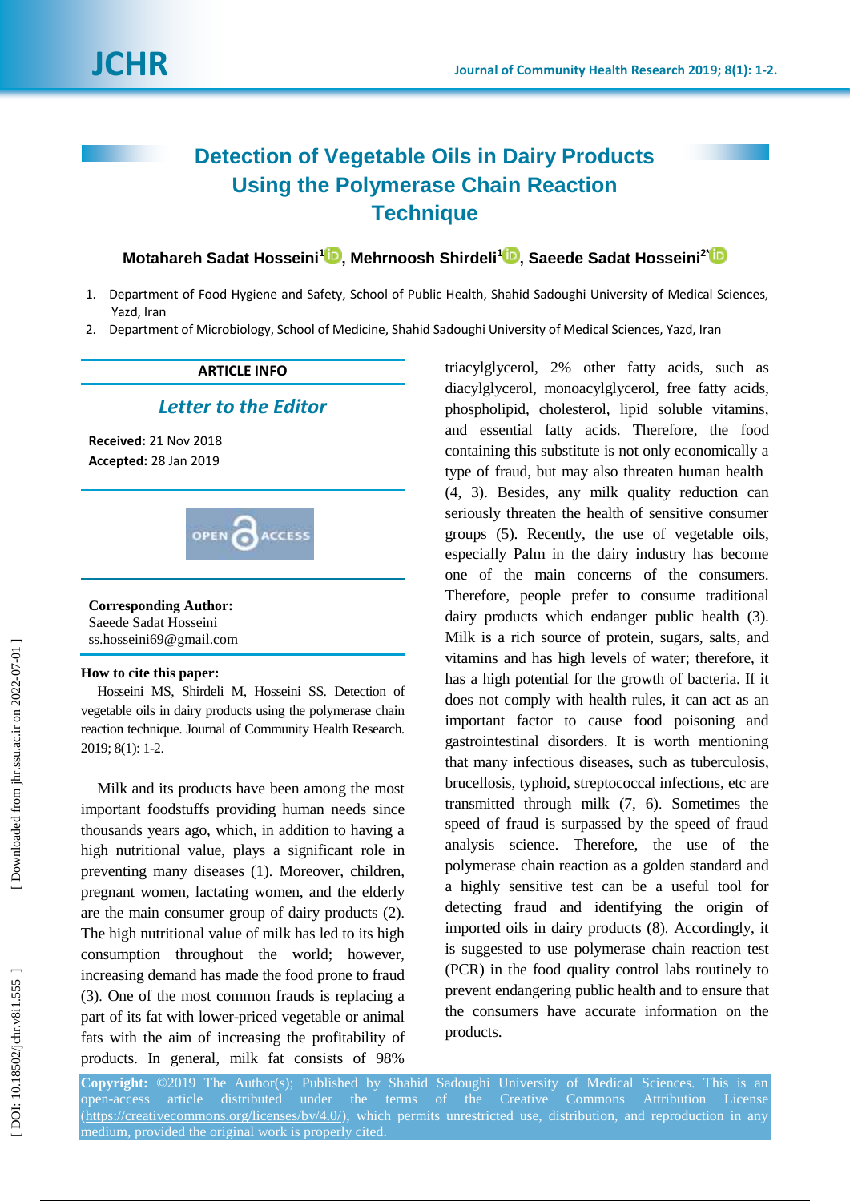# Detection of Vegetable Oils in Dairy Products Using the Polymerase Chain Reaction Technique

**Motahareh Sadat Hosseini**[1], **Mehrnoosh Shirdeli**[1], **Saeede Sadat Hosseini**[2*]

1. Department of Food Hygiene and Safety, School of Public Health, Shahid Sadoughi University of Medical Sciences, Yazd, Iran
2. Department of Microbiology, School of Medicine, Shahid Sadoughi University of Medical Sciences, Yazd, Iran

**ARTICLE INFO**

*Letter to the Editor*

**Received:** 21 Nov 2018
**Accepted:** 28 Jan 2019

**Corresponding Author:**
Saeede Sadat Hosseini
ss.hosseini69@gmail.com

**How to cite this paper:**
Hosseini MS, Shirdeli M, Hosseini SS. Detection of vegetable oils in dairy products using the polymerase chain reaction technique. Journal of Community Health Research. 2019; 8(1): 1-2.

Milk and its products have been among the most important foodstuffs providing human needs since thousands years ago, which, in addition to having a high nutritional value, plays a significant role in preventing many diseases (1). Moreover, children, pregnant women, lactating women, and the elderly are the main consumer group of dairy products (2). The high nutritional value of milk has led to its high consumption throughout the world; however, increasing demand has made the food prone to fraud (3). One of the most common frauds is replacing a part of its fat with lower-priced vegetable or animal fats with the aim of increasing the profitability of products. In general, milk fat consists of 98% triacylglycerol, 2% other fatty acids, such as diacylglycerol, monoacylglycerol, free fatty acids, phospholipid, cholesterol, lipid soluble vitamins, and essential fatty acids. Therefore, the food containing this substitute is not only economically a type of fraud, but may also threaten human health (4, 3). Besides, any milk quality reduction can seriously threaten the health of sensitive consumer groups (5). Recently, the use of vegetable oils, especially Palm in the dairy industry has become one of the main concerns of the consumers. Therefore, people prefer to consume traditional dairy products which endanger public health (3). Milk is a rich source of protein, sugars, salts, and vitamins and has high levels of water; therefore, it has a high potential for the growth of bacteria. If it does not comply with health rules, it can act as an important factor to cause food poisoning and gastrointestinal disorders. It is worth mentioning that many infectious diseases, such as tuberculosis, brucellosis, typhoid, streptococcal infections, etc are transmitted through milk (7, 6). Sometimes the speed of fraud is surpassed by the speed of fraud analysis science. Therefore, the use of the polymerase chain reaction as a golden standard and a highly sensitive test can be a useful tool for detecting fraud and identifying the origin of imported oils in dairy products (8). Accordingly, it is suggested to use polymerase chain reaction test (PCR) in the food quality control labs routinely to prevent endangering public health and to ensure that the consumers have accurate information on the products.

**Copyright:** ©2019 The Author(s); Published by Shahid Sadoughi University of Medical Sciences. This is an open-access article distributed under the terms of the Creative Commons Attribution License (https://creativecommons.org/licenses/by/4.0/), which permits unrestricted use, distribution, and reproduction in any medium, provided the original work is properly cited.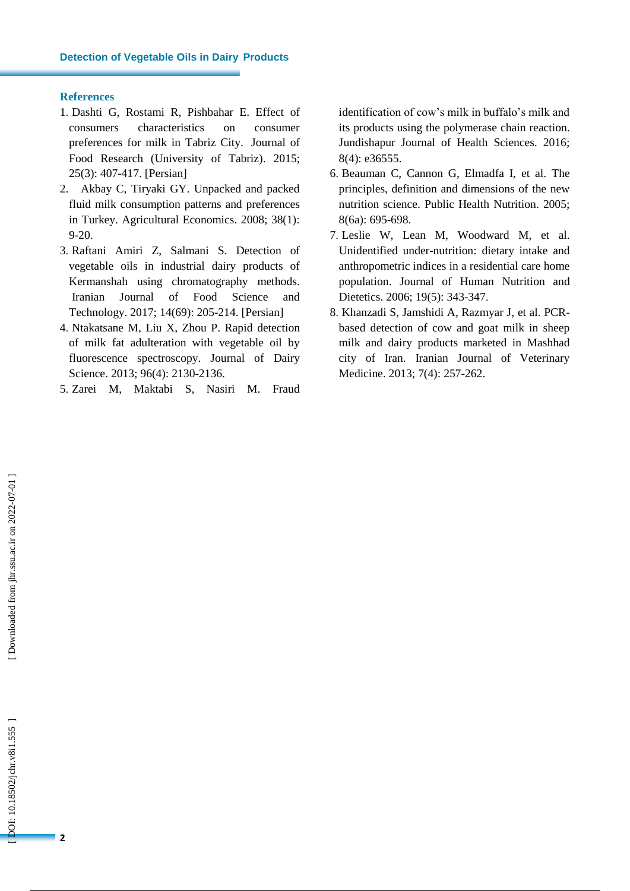## References

1. Dashti G, Rostami R, Pishbahar E. Effect of consumers characteristics on consumer preferences for milk in Tabriz City. Journal of Food Research (University of Tabriz). 2015; 25(3): 407-417. [Persian]
2. Akbay C, Tiryaki GY. Unpacked and packed fluid milk consumption patterns and preferences in Turkey. Agricultural Economics. 2008; 38(1): 9-20.
3. Raftani Amiri Z, Salmani S. Detection of vegetable oils in industrial dairy products of Kermanshah using chromatography methods. Iranian Journal of Food Science and Technology. 2017; 14(69): 205-214. [Persian]
4. Ntakatsane M, Liu X, Zhou P. Rapid detection of milk fat adulteration with vegetable oil by fluorescence spectroscopy. Journal of Dairy Science. 2013; 96(4): 2130-2136.
5. Zarei M, Maktabi S, Nasiri M. Fraud identification of cow's milk in buffalo's milk and its products using the polymerase chain reaction. Jundishapur Journal of Health Sciences. 2016; 8(4): e36555.
6. Beauman C, Cannon G, Elmadfa I, et al. The principles, definition and dimensions of the new nutrition science. Public Health Nutrition. 2005; 8(6a): 695-698.
7. Leslie W, Lean M, Woodward M, et al. Unidentified under-nutrition: dietary intake and anthropometric indices in a residential care home population. Journal of Human Nutrition and Dietetics. 2006; 19(5): 343-347.
8. Khanzadi S, Jamshidi A, Razmyar J, et al. PCR-based detection of cow and goat milk in sheep milk and dairy products marketed in Mashhad city of Iran. Iranian Journal of Veterinary Medicine. 2013; 7(4): 257-262.